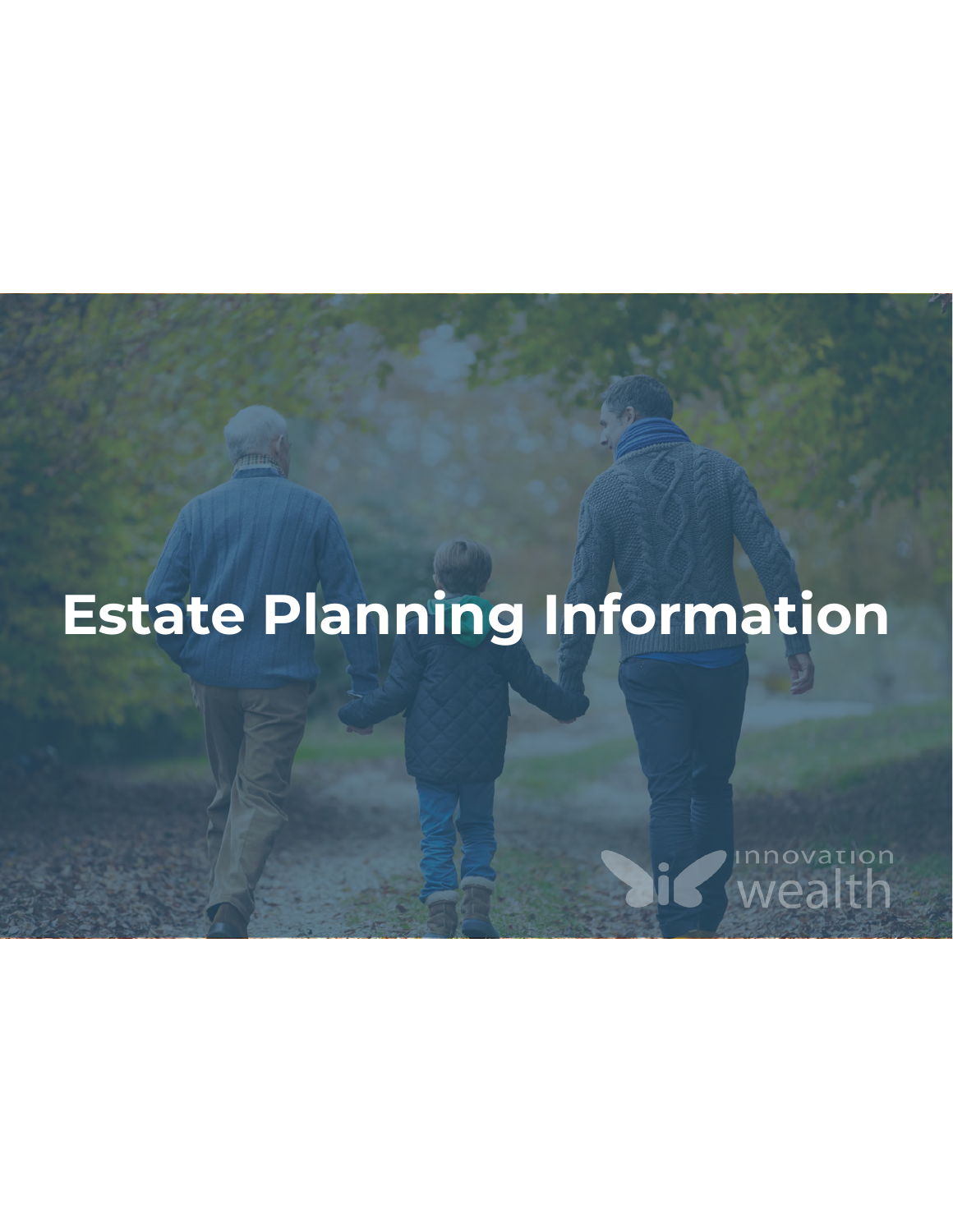# Estate Planning Information

innovation wealth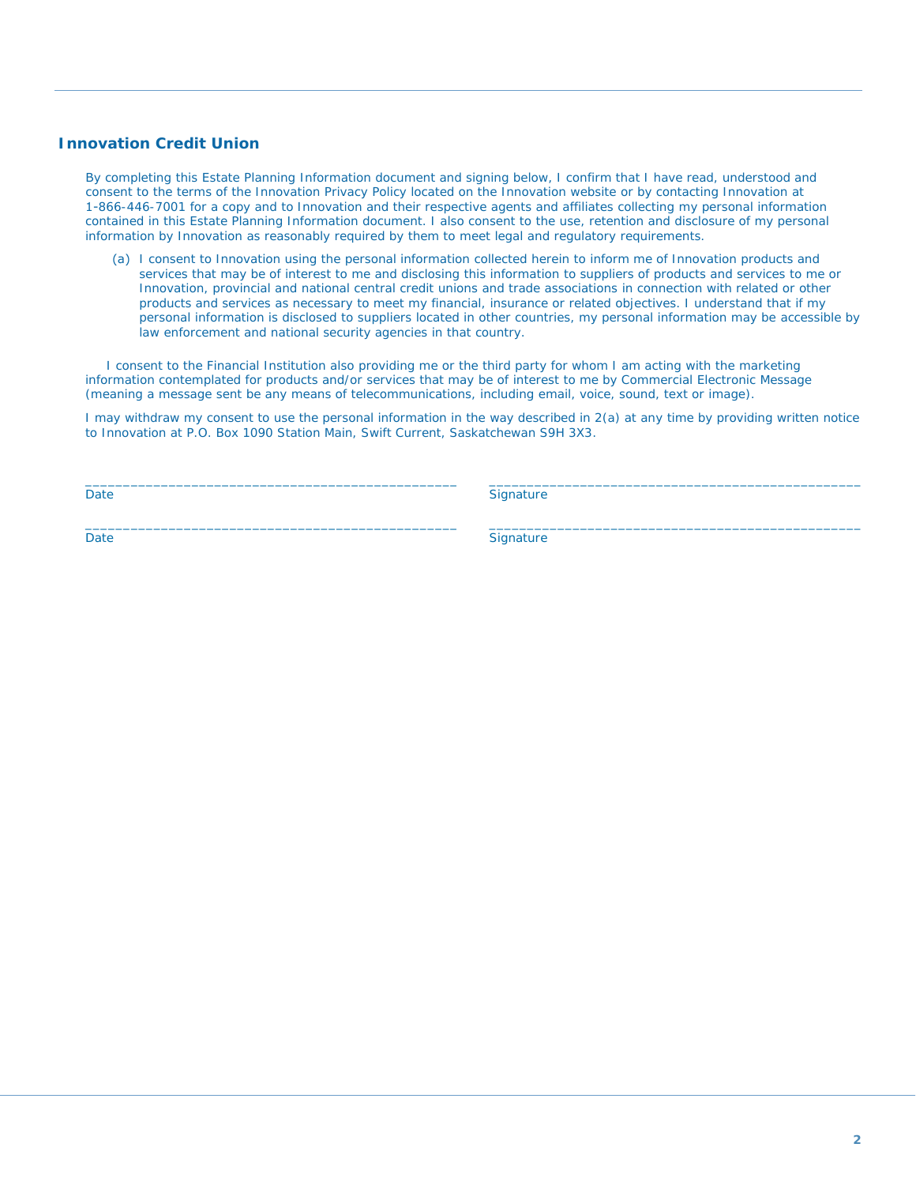## Innovation Credit Union

By completing this Estate Planning Information document and signing below, I confirm that I have read, understood and consent to the terms of the Innovation Privacy Policy located on the Innovation website or by contacting Innovation at 1-866-446-7001 for a copy and to Innovation and their respective agents and affiliates collecting my personal information contained in this Estate Planning Information document. I also consent to the use, retention and disclosure of my personal information by Innovation as reasonably required by them to meet legal and regulatory requirements.

(a) I consent to Innovation using the personal information collected herein to inform me of Innovation products and services that may be of interest to me and disclosing this information to suppliers of products and services to me or Innovation, provincial and national central credit unions and trade associations in connection with related or other products and services as necessary to meet my financial, insurance or related objectives. I understand that if my personal information is disclosed to suppliers located in other countries, my personal information may be accessible by law enforcement and national security agencies in that country.

I consent to the Financial Institution also providing me or the third party for whom I am acting with the marketing information contemplated for products and/or services that may be of interest to me by Commercial Electronic Message (meaning a message sent be any means of telecommunications, including email, voice, sound, text or image).

I may withdraw my consent to use the personal information in the way described in 2(a) at any time by providing written notice to Innovation at P.O. Box 1090 Station Main, Swift Current, Saskatchewan S9H 3X3.

_________________________________________________ _________________________________________________
Date Signature

_________________________________________________ _________________________________________________
Date Signature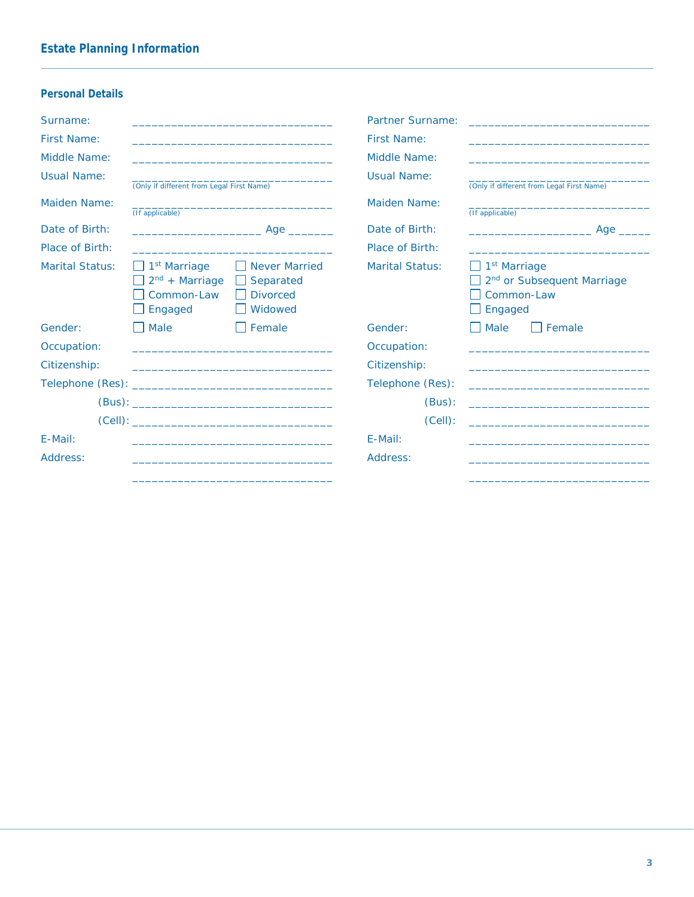## Estate Planning Information

### Personal Details

| | | | |
|---|---|---|---|
| Surname: | ______________________________ | Partner Surname: | ___________________________ |
| First Name: | ______________________________ | First Name: | ___________________________ |
| Middle Name: | ______________________________ | Middle Name: | ___________________________ |
| Usual Name: | ______________________________ (Only if different from Legal First Name) | Usual Name: | ___________________________ (Only if different from Legal First Name) |
| Maiden Name: | ______________________________ (If applicable) | Maiden Name: | ___________________________ (If applicable) |
| Date of Birth: | ___________________ Age _______ | Date of Birth: | __________________ Age _____ |
| Place of Birth: | ______________________________ | Place of Birth: | ___________________________ |
| Marital Status: | ☐ 1st Marriage ☐ Never Married ☐ 2nd + Marriage ☐ Separated ☐ Common-Law ☐ Divorced ☐ Engaged ☐ Widowed | Marital Status: | ☐ 1st Marriage ☐ 2nd or Subsequent Marriage ☐ Common-Law ☐ Engaged |
| Gender: | ☐ Male ☐ Female | Gender: | ☐ Male ☐ Female |
| Occupation: | ______________________________ | Occupation: | ___________________________ |
| Citizenship: | ______________________________ | Citizenship: | ___________________________ |
| Telephone (Res): | ______________________________ | Telephone (Res): | ___________________________ |
| (Bus): | ______________________________ | (Bus): | ___________________________ |
| (Cell): | ______________________________ | (Cell): | ___________________________ |
| E-Mail: | ______________________________ | E-Mail: | ___________________________ |
| Address: | ______________________________ ______________________________ | Address: | ___________________________ ___________________________ |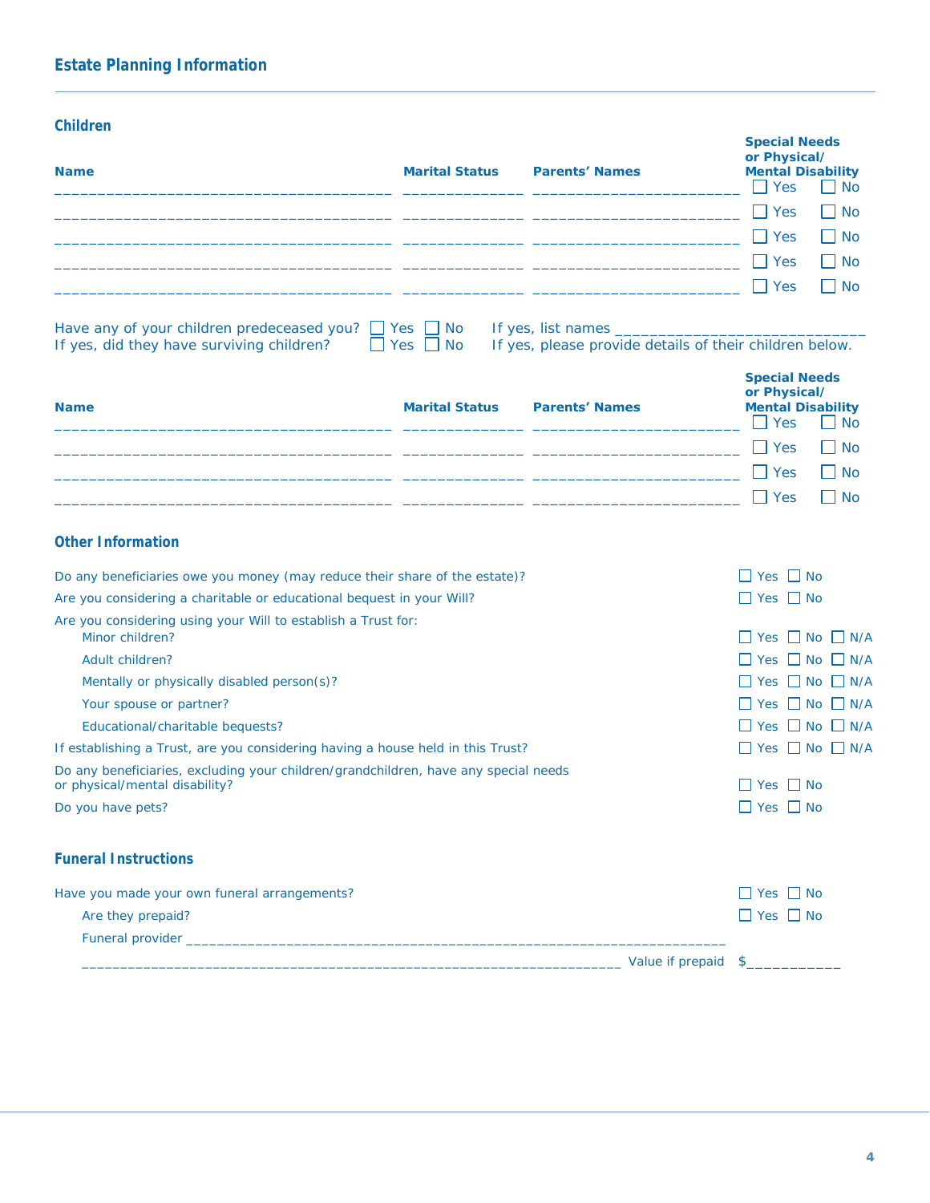## Estate Planning Information

### Children

| Name | Marital Status | Parents' Names | Special Needs or Physical/ Mental Disability |
|---|---|---|---|
| ______________________________________ | _____________ | _______________________ | ☐ Yes ☐ No |
| ______________________________________ | _____________ | _______________________ | ☐ Yes ☐ No |
| ______________________________________ | _____________ | _______________________ | ☐ Yes ☐ No |
| ______________________________________ | _____________ | _______________________ | ☐ Yes ☐ No |
| ______________________________________ | _____________ | _______________________ | ☐ Yes ☐ No |

Have any of your children predeceased you? ☐ Yes ☐ No If yes, list names ___________________________

If yes, did they have surviving children? ☐ Yes ☐ No If yes, please provide details of their children below.

| Name | Marital Status | Parents' Names | Special Needs or Physical/ Mental Disability |
|---|---|---|---|
| ______________________________________ | _____________ | _______________________ | ☐ Yes ☐ No |
| ______________________________________ | _____________ | _______________________ | ☐ Yes ☐ No |
| ______________________________________ | _____________ | _______________________ | ☐ Yes ☐ No |
| ______________________________________ | _____________ | _______________________ | ☐ Yes ☐ No |

### Other Information

Do any beneficiaries owe you money (may reduce their share of the estate)? ☐ Yes ☐ No

Are you considering a charitable or educational bequest in your Will? ☐ Yes ☐ No

Are you considering using your Will to establish a Trust for:

- Minor children? ☐ Yes ☐ No ☐ N/A
- Adult children? ☐ Yes ☐ No ☐ N/A
- Mentally or physically disabled person(s)? ☐ Yes ☐ No ☐ N/A
- Your spouse or partner? ☐ Yes ☐ No ☐ N/A
- Educational/charitable bequests? ☐ Yes ☐ No ☐ N/A

If establishing a Trust, are you considering having a house held in this Trust? ☐ Yes ☐ No ☐ N/A

Do any beneficiaries, excluding your children/grandchildren, have any special needs or physical/mental disability? ☐ Yes ☐ No

Do you have pets? ☐ Yes ☐ No

### Funeral Instructions

Have you made your own funeral arrangements? ☐ Yes ☐ No

Are they prepaid? ☐ Yes ☐ No

Funeral provider _____________________________________________________________________

_____________________________________________________________________ Value if prepaid $___________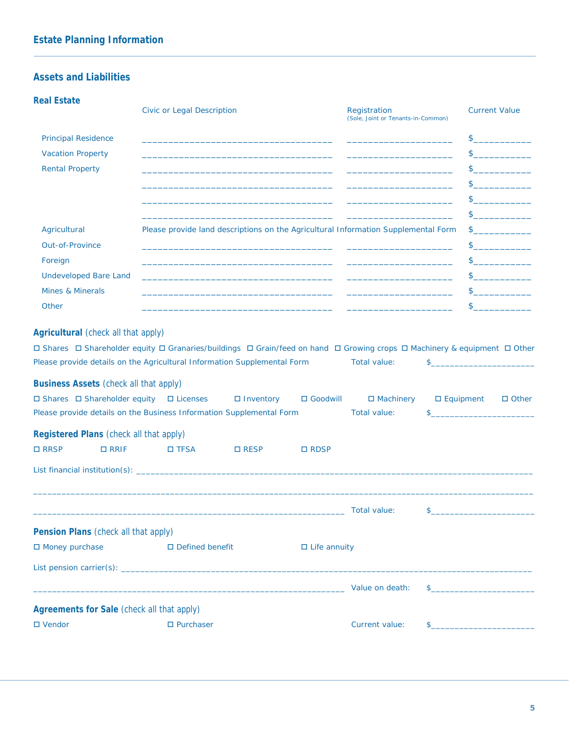## Estate Planning Information

### Assets and Liabilities

#### Real Estate

| | Civic or Legal Description | Registration (Sole, Joint or Tenants-in-Common) | Current Value |
|---|---|---|---|
| Principal Residence | ___________________________________ | ___________________ | $__________ |
| Vacation Property | ___________________________________ | ___________________ | $__________ |
| Rental Property | ___________________________________ | ___________________ | $__________ |
| | ___________________________________ | ___________________ | $__________ |
| | ___________________________________ | ___________________ | $__________ |
| | ___________________________________ | ___________________ | $__________ |
| Agricultural | Please provide land descriptions on the Agricultural Information Supplemental Form | | $__________ |
| Out-of-Province | ___________________________________ | ___________________ | $__________ |
| Foreign | ___________________________________ | ___________________ | $__________ |
| Undeveloped Bare Land | ___________________________________ | ___________________ | $__________ |
| Mines & Minerals | ___________________________________ | ___________________ | $__________ |
| Other | ___________________________________ | ___________________ | $__________ |

#### Agricultural (check all that apply)

☐ Shares ☐ Shareholder equity ☐ Granaries/buildings ☐ Grain/feed on hand ☐ Growing crops ☐ Machinery & equipment ☐ Other

Please provide details on the Agricultural Information Supplemental Form  Total value: $____________________

#### Business Assets (check all that apply)

☐ Shares ☐ Shareholder equity ☐ Licenses ☐ Inventory ☐ Goodwill ☐ Machinery ☐ Equipment ☐ Other

Please provide details on the Business Information Supplemental Form  Total value: $____________________

#### Registered Plans (check all that apply)

☐ RRSP ☐ RRIF ☐ TFSA ☐ RESP ☐ RDSP

List financial institution(s): ____________________________________________________________________________

____________________________________________________________________________________________________

__________________________________________________________  Total value: $____________________

#### Pension Plans (check all that apply)

☐ Money purchase ☐ Defined benefit ☐ Life annuity

List pension carrier(s): ________________________________________________________________________________

__________________________________________________________  Value on death: $____________________

#### Agreements for Sale (check all that apply)

☐ Vendor ☐ Purchaser  Current value: $____________________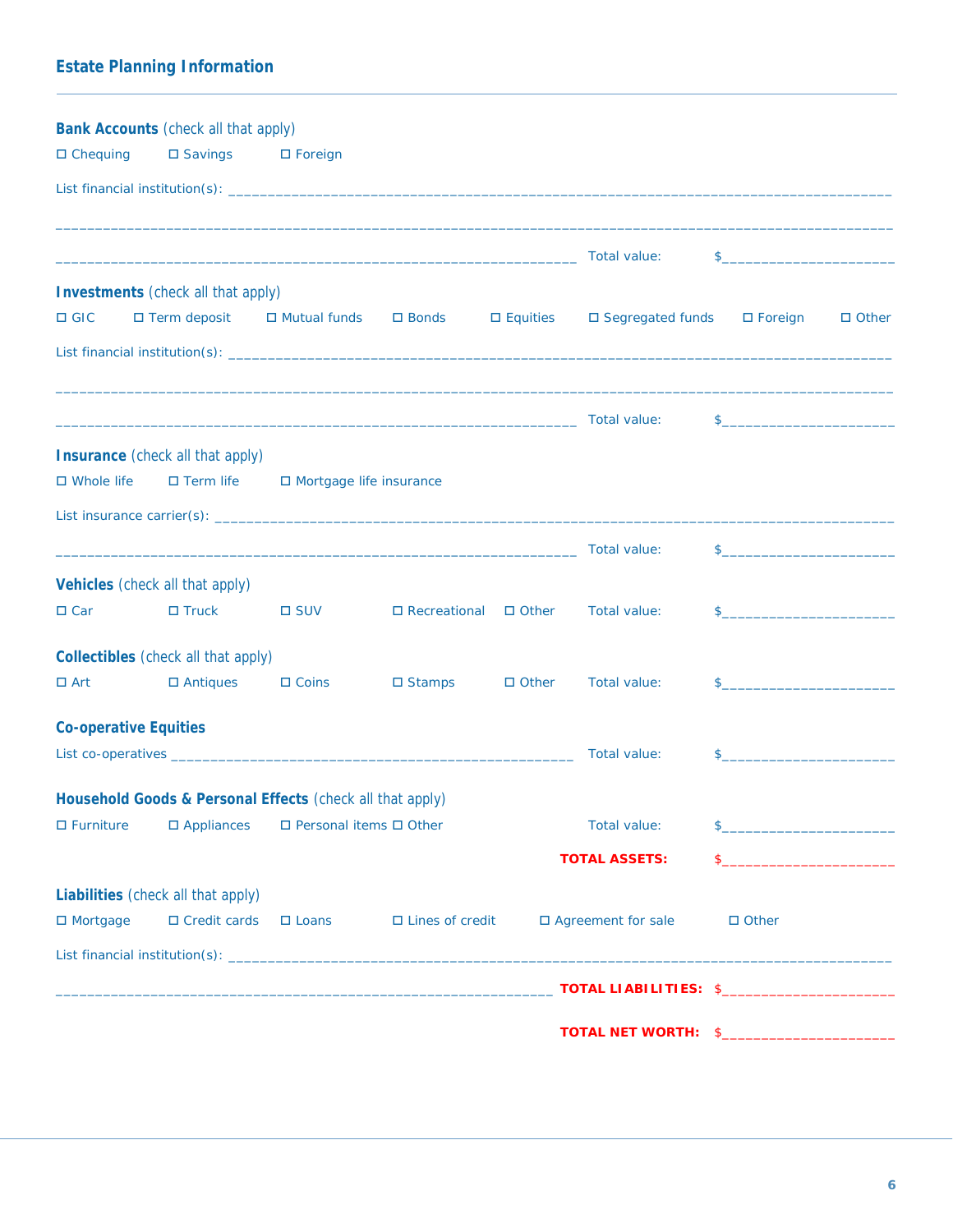## Estate Planning Information

**Bank Accounts** (check all that apply)

☐ Chequing ☐ Savings ☐ Foreign

List financial institution(s): ______________________________________________________________________________

__________________________________________________________________________________________________

______________________________________________________________ Total value: $____________________

**Investments** (check all that apply)

☐ GIC ☐ Term deposit ☐ Mutual funds ☐ Bonds ☐ Equities ☐ Segregated funds ☐ Foreign ☐ Other

List financial institution(s): ______________________________________________________________________________

__________________________________________________________________________________________________

______________________________________________________________ Total value: $____________________

**Insurance** (check all that apply)

☐ Whole life ☐ Term life ☐ Mortgage life insurance

List insurance carrier(s): ________________________________________________________________________________

______________________________________________________________ Total value: $____________________

**Vehicles** (check all that apply)

☐ Car ☐ Truck ☐ SUV ☐ Recreational ☐ Other Total value: $____________________

**Collectibles** (check all that apply)

☐ Art ☐ Antiques ☐ Coins ☐ Stamps ☐ Other Total value: $____________________

**Co-operative Equities**

List co-operatives ________________________________________________ Total value: $____________________

**Household Goods & Personal Effects** (check all that apply)

☐ Furniture ☐ Appliances ☐ Personal items ☐ Other Total value: $____________________

**TOTAL ASSETS:** $____________________

**Liabilities** (check all that apply)

☐ Mortgage ☐ Credit cards ☐ Loans ☐ Lines of credit ☐ Agreement for sale ☐ Other

List financial institution(s): ______________________________________________________________________________

___________________________________________________________ **TOTAL LIABILITIES:** $____________________

**TOTAL NET WORTH:** $____________________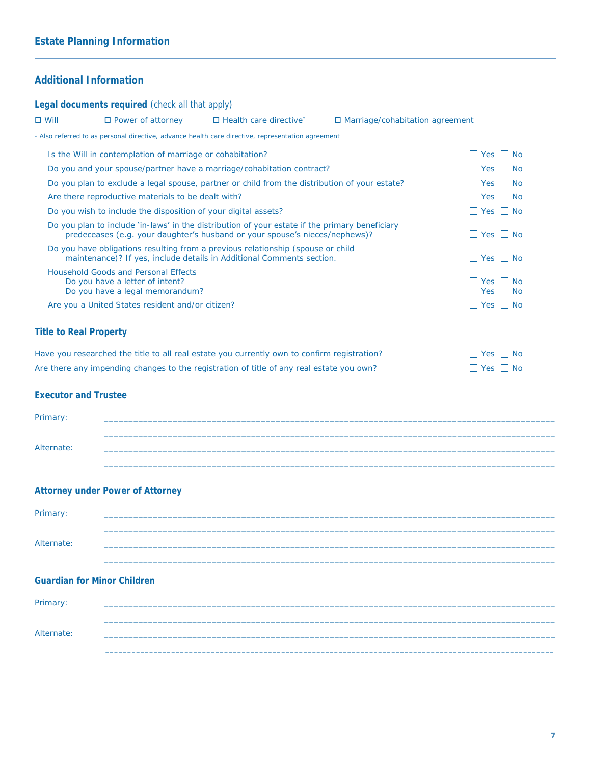## Estate Planning Information

### Additional Information

**Legal documents required** *(check all that apply)*

☐ Will ☐ Power of attorney ☐ Health care directive* ☐ Marriage/cohabitation agreement

\* Also referred to as personal directive, advance health care directive, representation agreement

| | |
|---|---|
| Is the Will in contemplation of marriage or cohabitation? | ☐ Yes ☐ No |
| Do you and your spouse/partner have a marriage/cohabitation contract? | ☐ Yes ☐ No |
| Do you plan to exclude a legal spouse, partner or child from the distribution of your estate? | ☐ Yes ☐ No |
| Are there reproductive materials to be dealt with? | ☐ Yes ☐ No |
| Do you wish to include the disposition of your digital assets? | ☐ Yes ☐ No |
| Do you plan to include 'in-laws' in the distribution of your estate if the primary beneficiary predeceases (e.g. your daughter's husband or your spouse's nieces/nephews)? | ☐ Yes ☐ No |
| Do you have obligations resulting from a previous relationship (spouse or child maintenance)? If yes, include details in Additional Comments section. | ☐ Yes ☐ No |
| Household Goods and Personal Effects | |
| Do you have a letter of intent? | ☐ Yes ☐ No |
| Do you have a legal memorandum? | ☐ Yes ☐ No |
| Are you a United States resident and/or citizen? | ☐ Yes ☐ No |

### Title to Real Property

| | |
|---|---|
| Have you researched the title to all real estate you currently own to confirm registration? | ☐ Yes ☐ No |
| Are there any impending changes to the registration of title of any real estate you own? | ☐ Yes ☐ No |

### Executor and Trustee

Primary: ______________________________________________

______________________________________________

Alternate: ______________________________________________

______________________________________________

### Attorney under Power of Attorney

Primary: ______________________________________________

______________________________________________

Alternate: ______________________________________________

______________________________________________

### Guardian for Minor Children

Primary: ______________________________________________

______________________________________________

Alternate: ______________________________________________

______________________________________________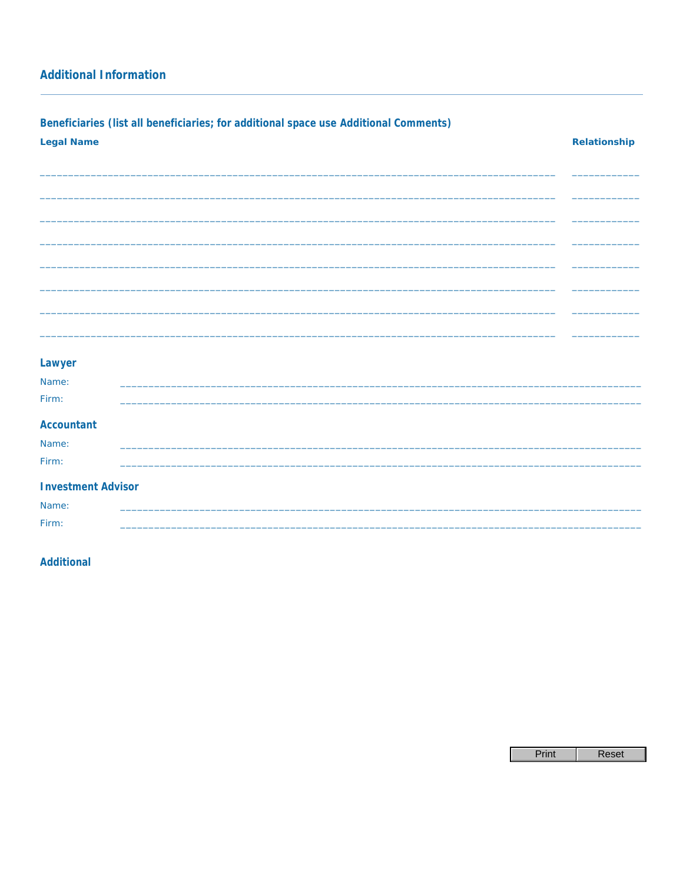## Additional Information

### Beneficiaries (list all beneficiaries; for additional space use Additional Comments)

| Legal Name | Relationship |
| --- | --- |
| | |
| | |
| | |
| | |
| | |
| | |
| | |
| | |

### Lawyer

Name: ______________________________

Firm: ______________________________

### Accountant

Name: ______________________________

Firm: ______________________________

### Investment Advisor

Name: ______________________________

Firm: ______________________________

### Additional